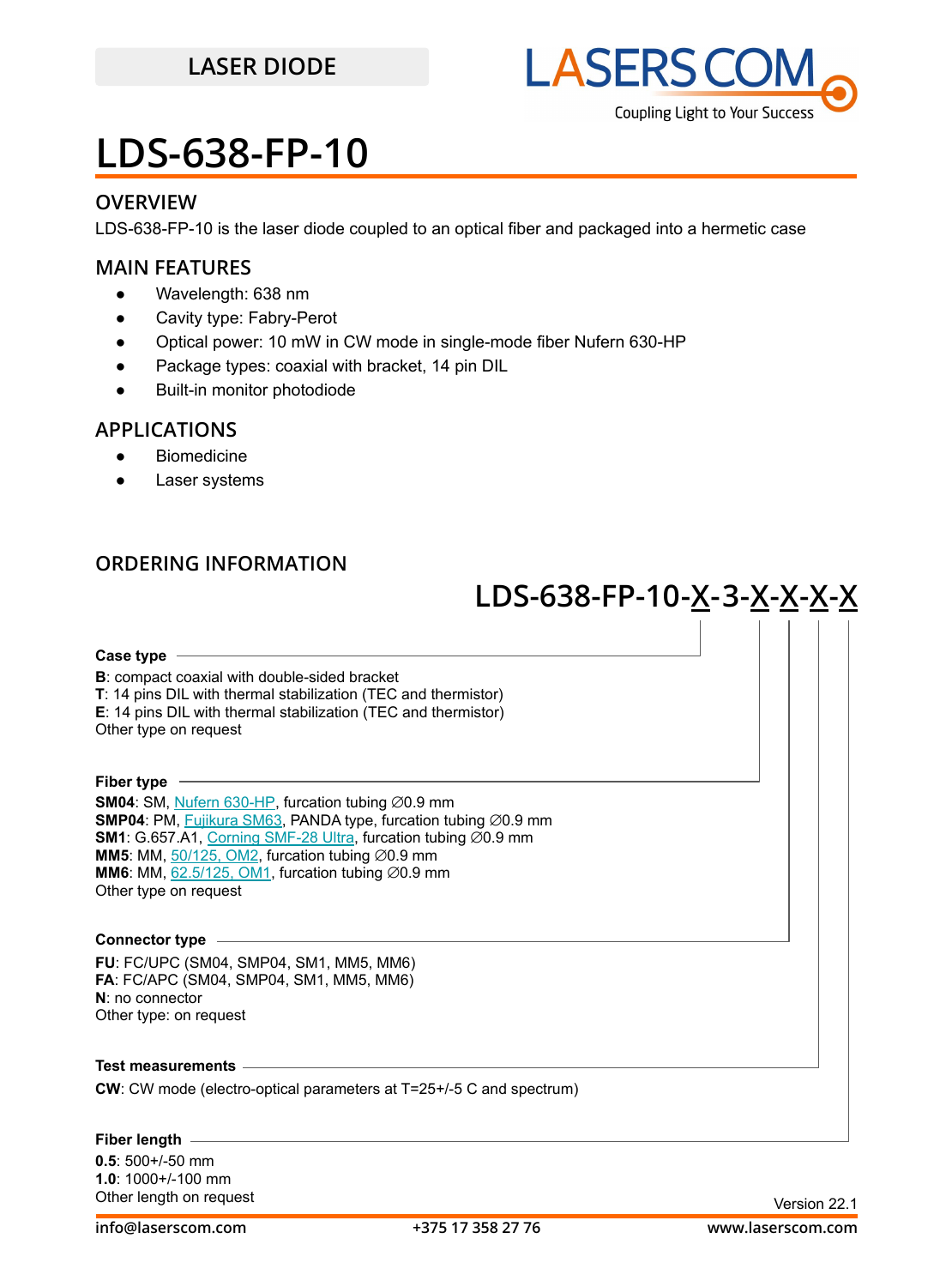LASER DIODE

# LDS-638-FP-10

## OVERVIEW

LDS-638-FP-10 is the laser diode coupled to an optical fiber and packaged into a hermetic case

## MAIN FEATURES

- Wavelength: 638 nm
- Cavity type: Fabry-Perot
- Optical power: 10 mW in CW mode in single-mode fiber Nufern 630-HP
- Package types: coaxial with bracket, 14 pin DIL
- Built-in monitor photodiode

## APPLICATIONS

- Biomedicine
- Laser systems

## ORDERING INFORMATION

**LDS-638-FP-10-X-3-X-X-X-X**

**Case type**

**B**: compact coaxial with double-sided bracket
**T**: 14 pins DIL with thermal stabilization (TEC and thermistor)
**E**: 14 pins DIL with thermal stabilization (TEC and thermistor)
Other type on request

**Fiber type**

**SM04**: SM, Nufern 630-HP, furcation tubing ∅0.9 mm
**SMP04**: PM, Fujikura SM63, PANDA type, furcation tubing ∅0.9 mm
**SM1**: G.657.A1, Corning SMF-28 Ultra, furcation tubing ∅0.9 mm
**MM5**: MM, 50/125, OM2, furcation tubing ∅0.9 mm
**MM6**: MM, 62.5/125, OM1, furcation tubing ∅0.9 mm
Other type on request

**Connector type**

**FU**: FC/UPC (SM04, SMP04, SM1, MM5, MM6)
**FA**: FC/APC (SM04, SMP04, SM1, MM5, MM6)
**N**: no connector
Other type: on request

**Test measurements**

**CW**: CW mode (electro-optical parameters at T=25+/-5 C and spectrum)

**Fiber length**

**0.5**: 500+/-50 mm
**1.0**: 1000+/-100 mm
Other length on request

Version 22.1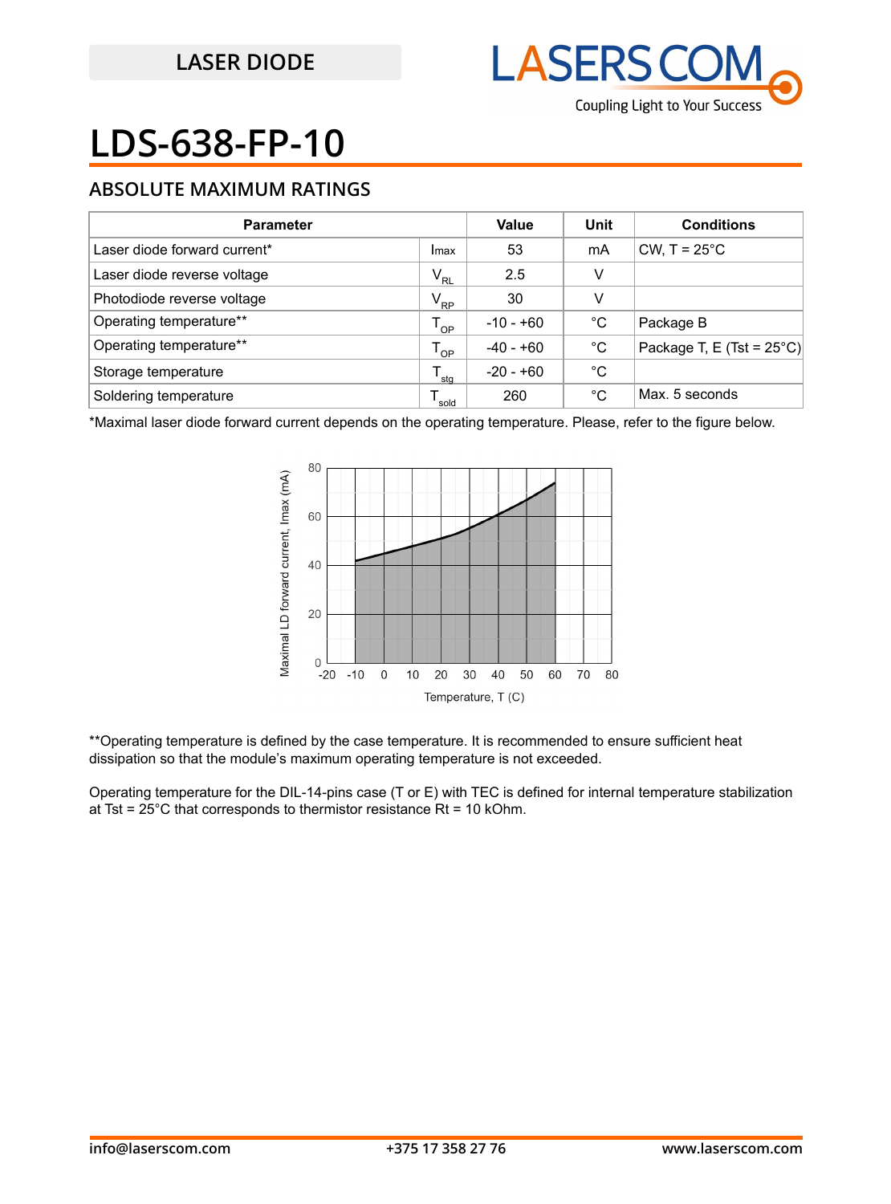# LDS-638-FP-10

## ABSOLUTE MAXIMUM RATINGS

| Parameter | | Value | Unit | Conditions |
|---|---|---|---|---|
| Laser diode forward current* | Imax | 53 | mA | CW, T = 25°C |
| Laser diode reverse voltage | $V_{RL}$ | 2.5 | V | |
| Photodiode reverse voltage | $V_{RP}$ | 30 | V | |
| Operating temperature** | $T_{OP}$ | -10 - +60 | °C | Package B |
| Operating temperature** | $T_{OP}$ | -40 - +60 | °C | Package T, E (Tst = 25°C) |
| Storage temperature | $T_{stg}$ | -20 - +60 | °C | |
| Soldering temperature | $T_{sold}$ | 260 | °C | Max. 5 seconds |

*Maximal laser diode forward current depends on the operating temperature. Please, refer to the figure below.

**Operating temperature is defined by the case temperature. It is recommended to ensure sufficient heat dissipation so that the module's maximum operating temperature is not exceeded.

Operating temperature for the DIL-14-pins case (T or E) with TEC is defined for internal temperature stabilization at Tst = 25°C that corresponds to thermistor resistance Rt = 10 kOhm.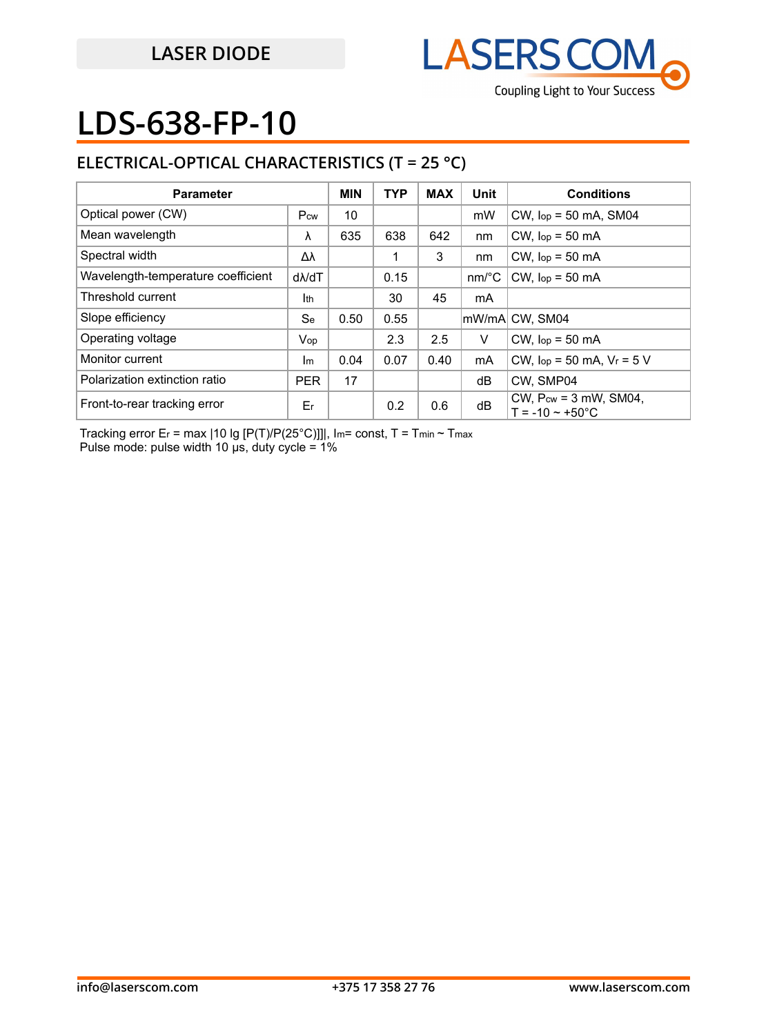LASER DIODE

# LDS-638-FP-10

## ELECTRICAL-OPTICAL CHARACTERISTICS (T = 25 °C)

| Parameter | | MIN | TYP | MAX | Unit | Conditions |
|---|---|---|---|---|---|---|
| Optical power (CW) | $P_{cw}$ | 10 | | | mW | CW, $I_{op}$ = 50 mA, SM04 |
| Mean wavelength | λ | 635 | 638 | 642 | nm | CW, $I_{op}$ = 50 mA |
| Spectral width | Δλ | | 1 | 3 | nm | CW, $I_{op}$ = 50 mA |
| Wavelength-temperature coefficient | dλ/dT | | 0.15 | | nm/°C | CW, $I_{op}$ = 50 mA |
| Threshold current | $I_{th}$ | | 30 | 45 | mA | |
| Slope efficiency | $S_e$ | 0.50 | 0.55 | | mW/mA | CW, SM04 |
| Operating voltage | $V_{op}$ | | 2.3 | 2.5 | V | CW, $I_{op}$ = 50 mA |
| Monitor current | $I_m$ | 0.04 | 0.07 | 0.40 | mA | CW, $I_{op}$ = 50 mA, $V_r$ = 5 V |
| Polarization extinction ratio | PER | 17 | | | dB | CW, SMP04 |
| Front-to-rear tracking error | $E_r$ | | 0.2 | 0.6 | dB | CW, $P_{cw}$ = 3 mW, SM04, T = -10 ~ +50°C |

Tracking error $E_r$ = max |10 lg [P(T)/P(25°C)]]|, $I_m$= const, T = $T_{min}$ ~ $T_{max}$
Pulse mode: pulse width 10 μs, duty cycle = 1%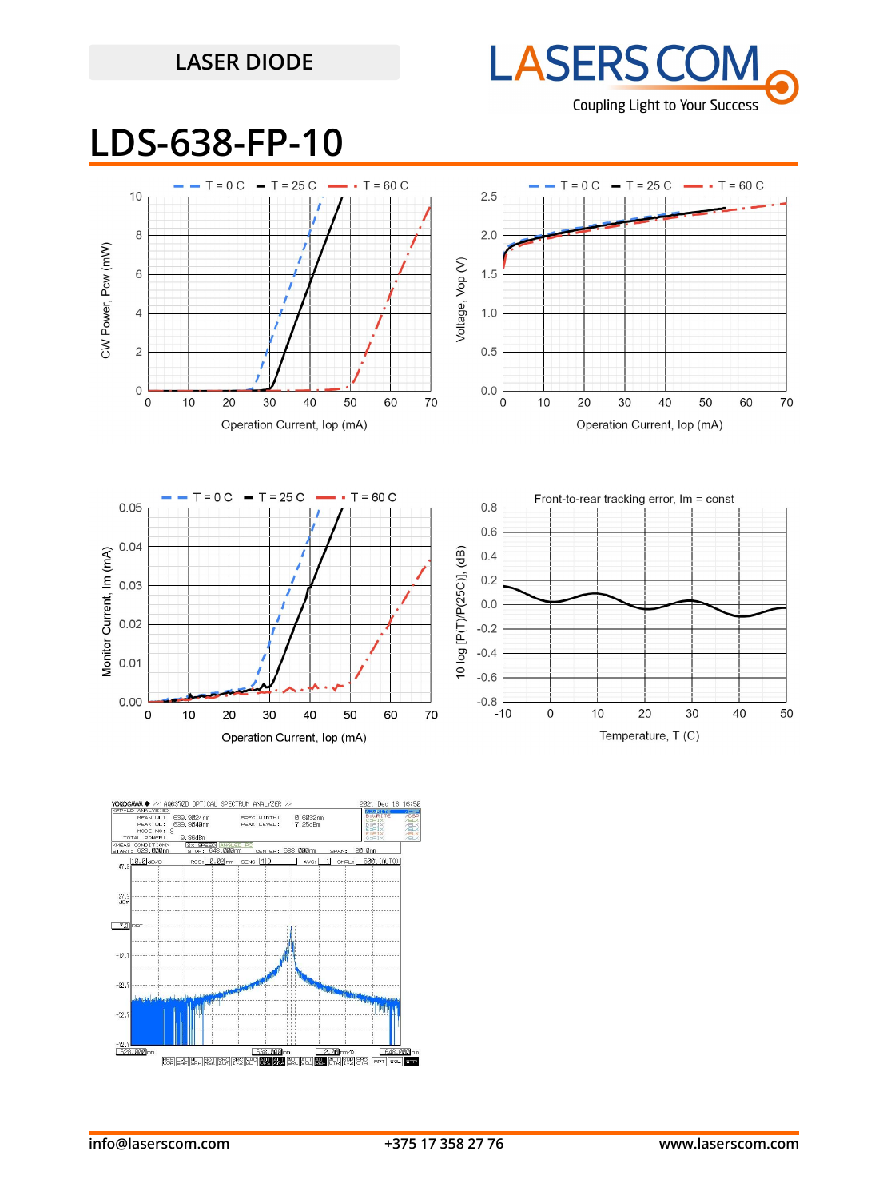LASER DIODE

# LDS-638-FP-10

T = 0 C | T = 25 C | T = 60 C

CW Power, Pcw (mW)

Operation Current, Iop (mA)

T = 0 C | T = 25 C | T = 60 C

Voltage, Vop (V)

Operation Current, Iop (mA)

T = 0 C | T = 25 C | T = 60 C

Monitor Current, Im (mA)

Operation Current, Iop (mA)

Front-to-rear tracking error, Im = const

10 log [P(T)/P(25C)], (dB)

Temperature, T (C)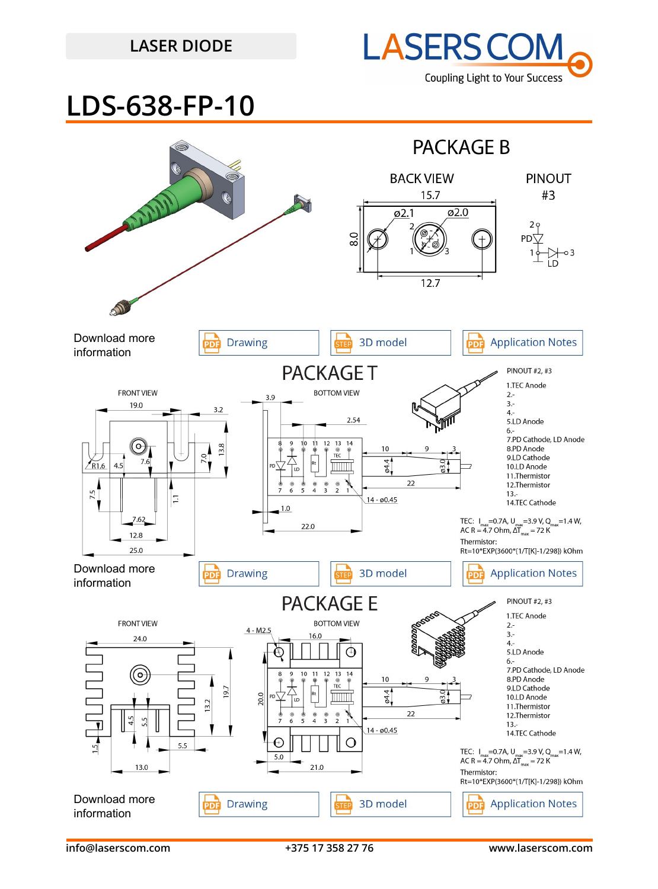LASER DIODE

# LDS-638-FP-10

## PACKAGE B

BACK VIEW

PINOUT #3

Download more information

Drawing | 3D model | Application Notes

## PACKAGE T

FRONT VIEW

BOTTOM VIEW

PINOUT #2, #3

1.TEC Anode
2.-
3.-
4.-
5.LD Anode
6.-
7.PD Cathode, LD Anode
8.PD Anode
9.LD Cathode
10.LD Anode
11.Thermistor
12.Thermistor
13.-
14.TEC Cathode

TEC: $I_{max}$=0.7A, $U_{max}$=3.9 V, $Q_{max}$=1.4 W, AC R = 4.7 Ohm, $\Delta T_{max}$ = 72 K

Thermistor:
Rt=10*EXP(3600*(1/T[K]-1/298)) kOhm

Download more information

Drawing | 3D model | Application Notes

## PACKAGE E

FRONT VIEW

BOTTOM VIEW

PINOUT #2, #3

1.TEC Anode
2.-
3.-
4.-
5.LD Anode
6.-
7.PD Cathode, LD Anode
8.PD Anode
9.LD Cathode
10.LD Anode
11.Thermistor
12.Thermistor
13.-
14.TEC Cathode

TEC: $I_{max}$=0.7A, $U_{max}$=3.9 V, $Q_{max}$=1.4 W, AC R = 4.7 Ohm, $\Delta T_{max}$ = 72 K

Thermistor:
Rt=10*EXP(3600*(1/T[K]-1/298)) kOhm

Download more information

Drawing | 3D model | Application Notes

info@laserscom.com | +375 17 358 27 76 | www.laserscom.com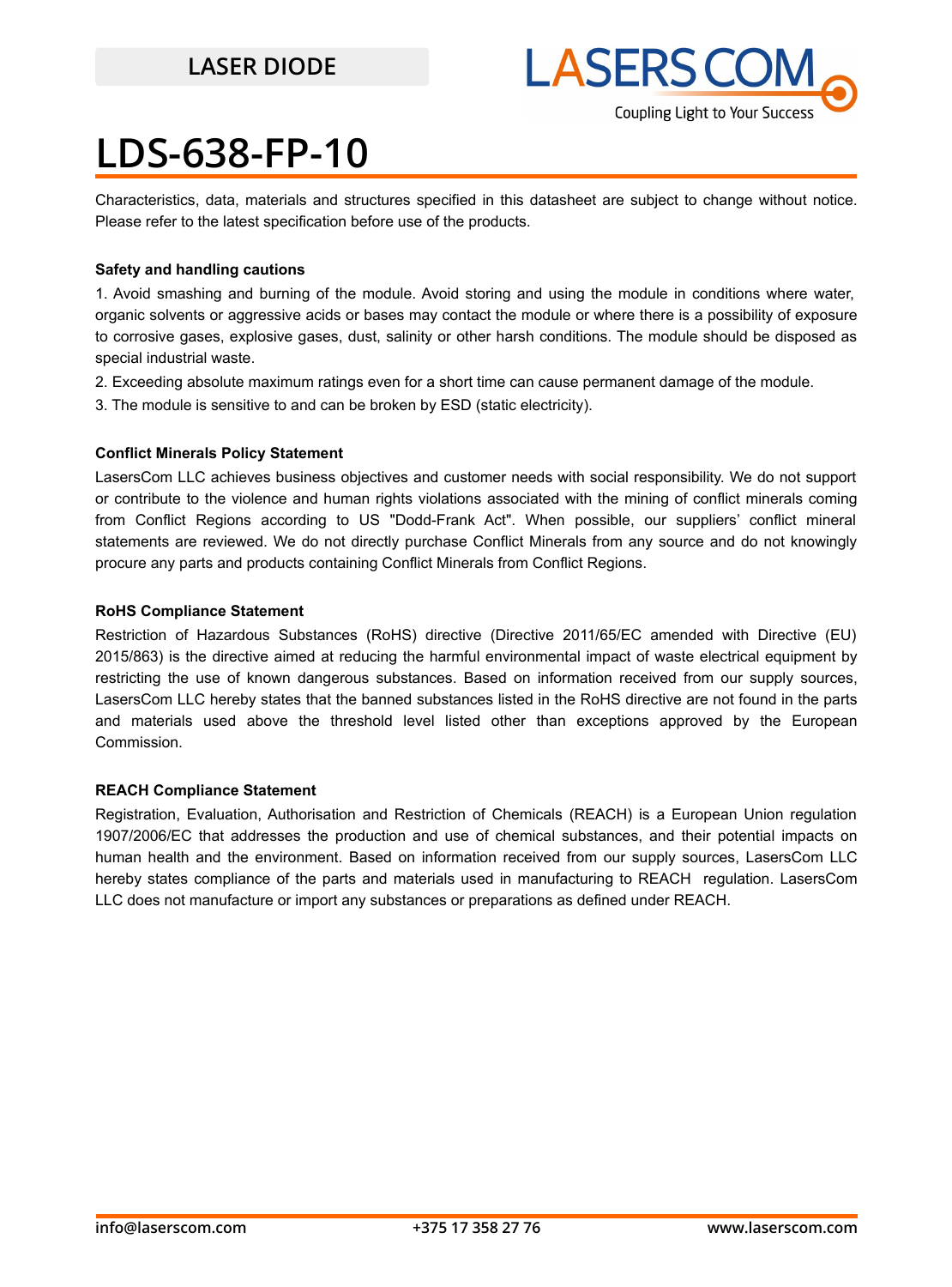LASER DIODE

# LDS-638-FP-10

Characteristics, data, materials and structures specified in this datasheet are subject to change without notice. Please refer to the latest specification before use of the products.

**Safety and handling cautions**

1. Avoid smashing and burning of the module. Avoid storing and using the module in conditions where water, organic solvents or aggressive acids or bases may contact the module or where there is a possibility of exposure to corrosive gases, explosive gases, dust, salinity or other harsh conditions. The module should be disposed as special industrial waste.
2. Exceeding absolute maximum ratings even for a short time can cause permanent damage of the module.
3. The module is sensitive to and can be broken by ESD (static electricity).

**Conflict Minerals Policy Statement**

LasersCom LLC achieves business objectives and customer needs with social responsibility. We do not support or contribute to the violence and human rights violations associated with the mining of conflict minerals coming from Conflict Regions according to US "Dodd-Frank Act". When possible, our suppliers' conflict mineral statements are reviewed. We do not directly purchase Conflict Minerals from any source and do not knowingly procure any parts and products containing Conflict Minerals from Conflict Regions.

**RoHS Compliance Statement**

Restriction of Hazardous Substances (RoHS) directive (Directive 2011/65/EC amended with Directive (EU) 2015/863) is the directive aimed at reducing the harmful environmental impact of waste electrical equipment by restricting the use of known dangerous substances. Based on information received from our supply sources, LasersCom LLC hereby states that the banned substances listed in the RoHS directive are not found in the parts and materials used above the threshold level listed other than exceptions approved by the European Commission.

**REACH Compliance Statement**

Registration, Evaluation, Authorisation and Restriction of Chemicals (REACH) is a European Union regulation 1907/2006/EC that addresses the production and use of chemical substances, and their potential impacts on human health and the environment. Based on information received from our supply sources, LasersCom LLC hereby states compliance of the parts and materials used in manufacturing to REACH regulation. LasersCom LLC does not manufacture or import any substances or preparations as defined under REACH.